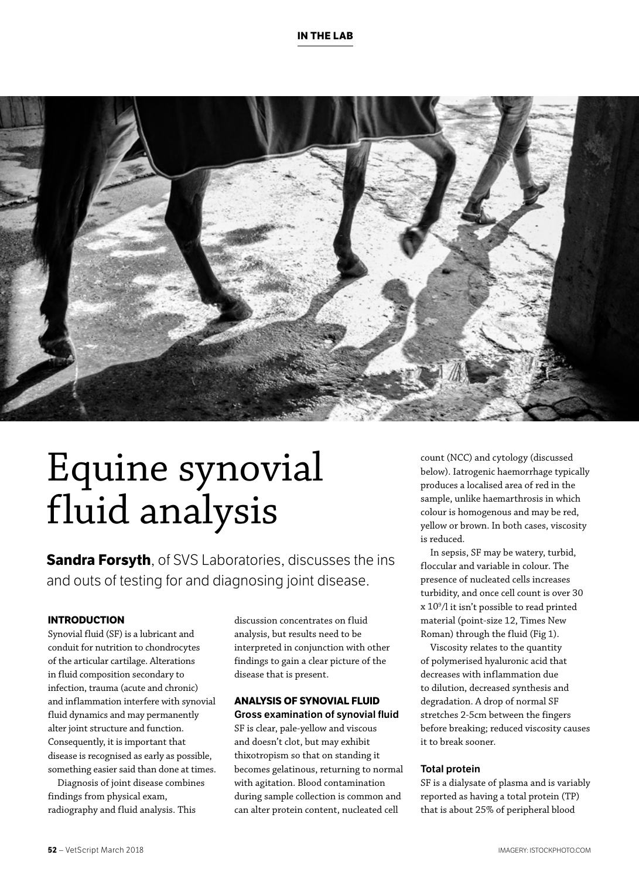# Equine synovial fluid analysis

**Sandra Forsyth**, of SVS Laboratories, discusses the ins and outs of testing for and diagnosing joint disease.

### INTRODUCTION

Synovial fluid (SF) is a lubricant and conduit for nutrition to chondrocytes of the articular cartilage. Alterations in fluid composition secondary to infection, trauma (acute and chronic) and inflammation interfere with synovial fluid dynamics and may permanently alter joint structure and function. Consequently, it is important that disease is recognised as early as possible, something easier said than done at times.

Diagnosis of joint disease combines findings from physical exam, radiography and fluid analysis. This discussion concentrates on fluid analysis, but results need to be interpreted in conjunction with other findings to gain a clear picture of the disease that is present.

### ANALYSIS OF SYNOVIAL FLUID

#### Gross examination of synovial fluid

SF is clear, pale-yellow and viscous and doesn't clot, but may exhibit thixotropism so that on standing it becomes gelatinous, returning to normal with agitation. Blood contamination during sample collection is common and can alter protein content, nucleated cell count (NCC) and cytology (discussed below). Iatrogenic haemorrhage typically produces a localised area of red in the sample, unlike haemarthrosis in which colour is homogenous and may be red, yellow or brown. In both cases, viscosity is reduced.

In sepsis, SF may be watery, turbid, floccular and variable in colour. The presence of nucleated cells increases turbidity, and once cell count is over 30 x $10^9$/l it isn't possible to read printed material (point-size 12, Times New Roman) through the fluid (Fig 1).

Viscosity relates to the quantity of polymerised hyaluronic acid that decreases with inflammation due to dilution, decreased synthesis and degradation. A drop of normal SF stretches 2-5cm between the fingers before breaking; reduced viscosity causes it to break sooner.

#### Total protein

SF is a dialysate of plasma and is variably reported as having a total protein (TP) that is about 25% of peripheral blood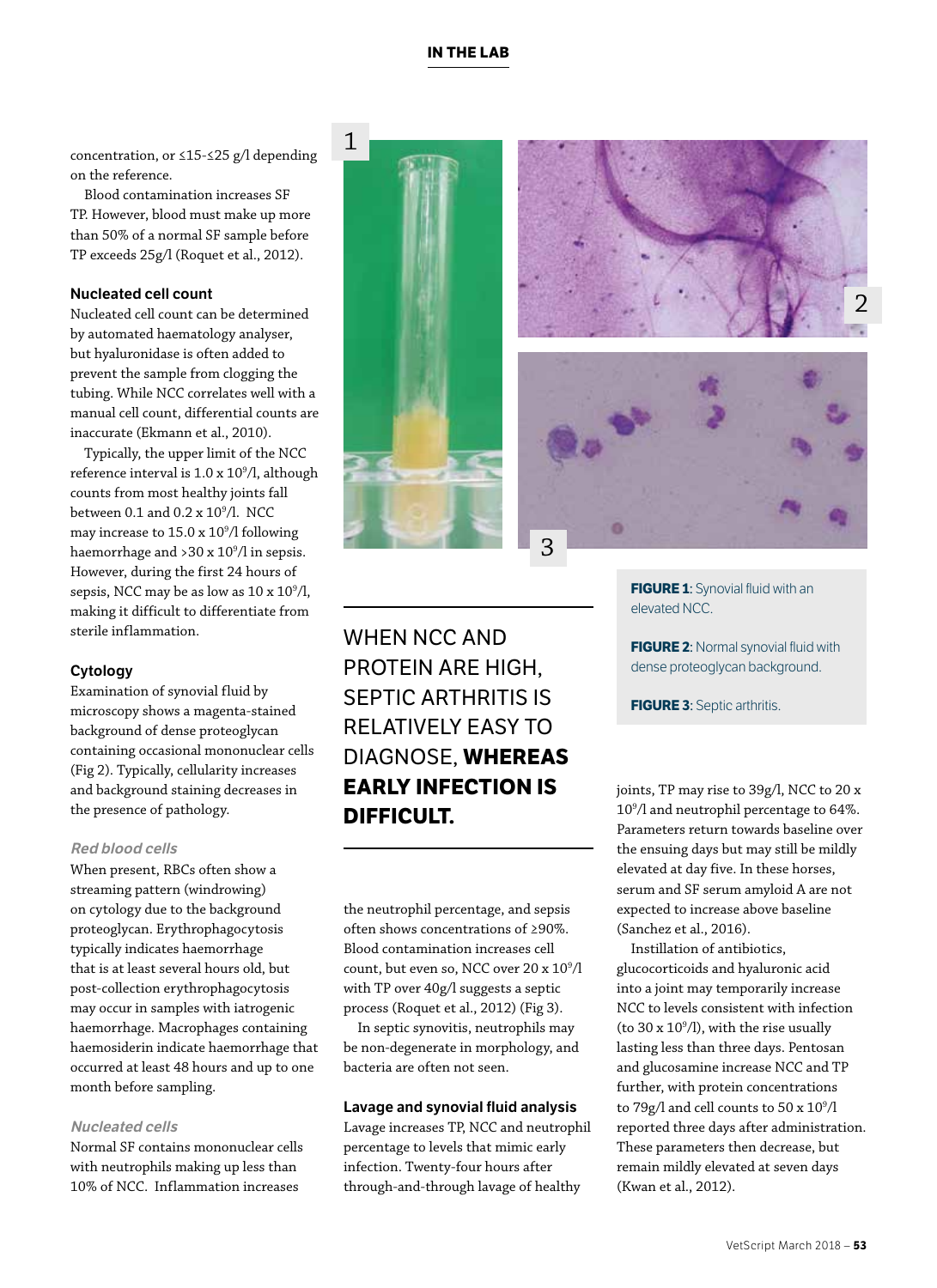concentration, or ≤15-≤25 g/l depending on the reference.

Blood contamination increases SF TP. However, blood must make up more than 50% of a normal SF sample before TP exceeds 25g/l (Roquet et al., 2012).

### Nucleated cell count

Nucleated cell count can be determined by automated haematology analyser, but hyaluronidase is often added to prevent the sample from clogging the tubing. While NCC correlates well with a manual cell count, differential counts are inaccurate (Ekmann et al., 2010).

Typically, the upper limit of the NCC reference interval is $1.0 \times 10^9$/l, although counts from most healthy joints fall between 0.1 and $0.2 \times 10^9$/l. NCC may increase to $15.0 \times 10^9$/l following haemorrhage and $>30 \times 10^9$/l in sepsis. However, during the first 24 hours of sepsis, NCC may be as low as $10 \times 10^9$/l, making it difficult to differentiate from sterile inflammation.

### Cytology

Examination of synovial fluid by microscopy shows a magenta-stained background of dense proteoglycan containing occasional mononuclear cells (Fig 2). Typically, cellularity increases and background staining decreases in the presence of pathology.

#### *Red blood cells*

When present, RBCs often show a streaming pattern (windrowing) on cytology due to the background proteoglycan. Erythrophagocytosis typically indicates haemorrhage that is at least several hours old, but post-collection erythrophagocytosis may occur in samples with iatrogenic haemorrhage. Macrophages containing haemosiderin indicate haemorrhage that occurred at least 48 hours and up to one month before sampling.

#### *Nucleated cells*

Normal SF contains mononuclear cells with neutrophils making up less than 10% of NCC. Inflammation increases the neutrophil percentage, and sepsis often shows concentrations of ≥90%. Blood contamination increases cell count, but even so, NCC over $20 \times 10^9$/l with TP over 40g/l suggests a septic process (Roquet et al., 2012) (Fig 3).

In septic synovitis, neutrophils may be non-degenerate in morphology, and bacteria are often not seen.

> WHEN NCC AND PROTEIN ARE HIGH, SEPTIC ARTHRITIS IS RELATIVELY EASY TO DIAGNOSE, **WHEREAS EARLY INFECTION IS DIFFICULT.**

**FIGURE 1**: Synovial fluid with an elevated NCC.

**FIGURE 2**: Normal synovial fluid with dense proteoglycan background.

**FIGURE 3**: Septic arthritis.

### Lavage and synovial fluid analysis

Lavage increases TP, NCC and neutrophil percentage to levels that mimic early infection. Twenty-four hours after through-and-through lavage of healthy joints, TP may rise to 39g/l, NCC to $20 \times 10^9$/l and neutrophil percentage to 64%. Parameters return towards baseline over the ensuing days but may still be mildly elevated at day five. In these horses, serum and SF serum amyloid A are not expected to increase above baseline (Sanchez et al., 2016).

Instillation of antibiotics, glucocorticoids and hyaluronic acid into a joint may temporarily increase NCC to levels consistent with infection (to $30 \times 10^9$/l), with the rise usually lasting less than three days. Pentosan and glucosamine increase NCC and TP further, with protein concentrations to 79g/l and cell counts to $50 \times 10^9$/l reported three days after administration. These parameters then decrease, but remain mildly elevated at seven days (Kwan et al., 2012).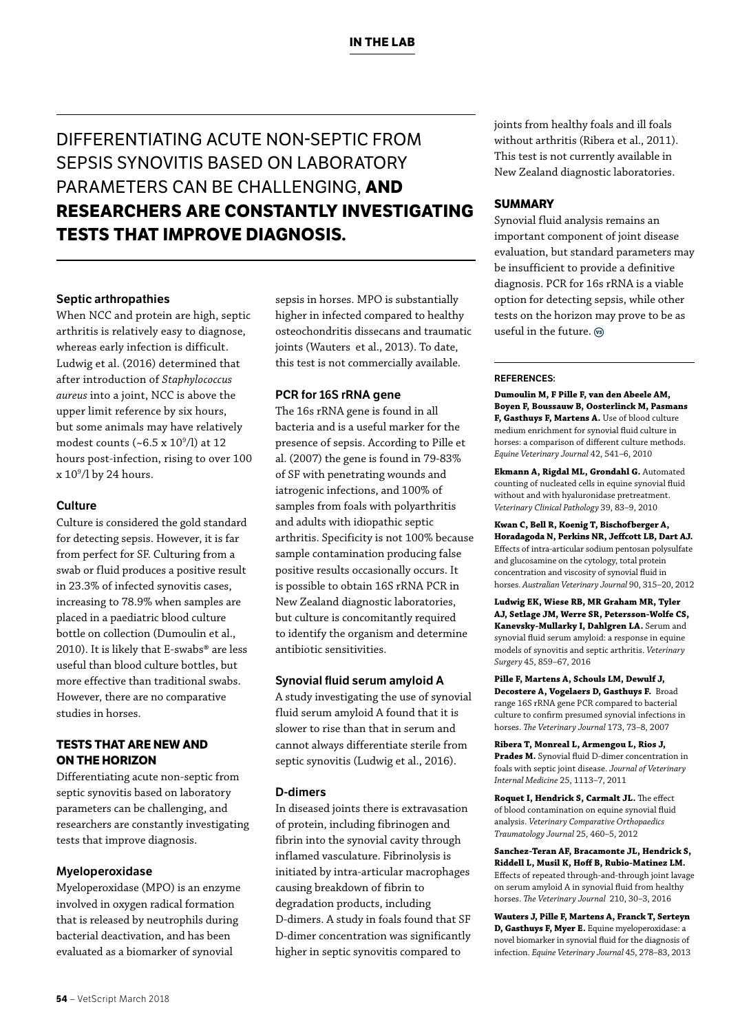DIFFERENTIATING ACUTE NON-SEPTIC FROM SEPSIS SYNOVITIS BASED ON LABORATORY PARAMETERS CAN BE CHALLENGING, **AND RESEARCHERS ARE CONSTANTLY INVESTIGATING TESTS THAT IMPROVE DIAGNOSIS.**

### Septic arthropathies

When NCC and protein are high, septic arthritis is relatively easy to diagnose, whereas early infection is difficult. Ludwig et al. (2016) determined that after introduction of *Staphylococcus aureus* into a joint, NCC is above the upper limit reference by six hours, but some animals may have relatively modest counts (~6.5 x $10^9$/l) at 12 hours post-infection, rising to over 100 x $10^9$/l by 24 hours.

### Culture

Culture is considered the gold standard for detecting sepsis. However, it is far from perfect for SF. Culturing from a swab or fluid produces a positive result in 23.3% of infected synovitis cases, increasing to 78.9% when samples are placed in a paediatric blood culture bottle on collection (Dumoulin et al., 2010). It is likely that E-swabs® are less useful than blood culture bottles, but more effective than traditional swabs. However, there are no comparative studies in horses.

## TESTS THAT ARE NEW AND ON THE HORIZON

Differentiating acute non-septic from septic synovitis based on laboratory parameters can be challenging, and researchers are constantly investigating tests that improve diagnosis.

### Myeloperoxidase

Myeloperoxidase (MPO) is an enzyme involved in oxygen radical formation that is released by neutrophils during bacterial deactivation, and has been evaluated as a biomarker of synovial sepsis in horses. MPO is substantially higher in infected compared to healthy osteochondritis dissecans and traumatic joints (Wauters et al., 2013). To date, this test is not commercially available.

### PCR for 16S rRNA gene

The 16s rRNA gene is found in all bacteria and is a useful marker for the presence of sepsis. According to Pille et al. (2007) the gene is found in 79-83% of SF with penetrating wounds and iatrogenic infections, and 100% of samples from foals with polyarthritis and adults with idiopathic septic arthritis. Specificity is not 100% because sample contamination producing false positive results occasionally occurs. It is possible to obtain 16S rRNA PCR in New Zealand diagnostic laboratories, but culture is concomitantly required to identify the organism and determine antibiotic sensitivities.

### Synovial fluid serum amyloid A

A study investigating the use of synovial fluid serum amyloid A found that it is slower to rise than that in serum and cannot always differentiate sterile from septic synovitis (Ludwig et al., 2016).

### D-dimers

In diseased joints there is extravasation of protein, including fibrinogen and fibrin into the synovial cavity through inflamed vasculature. Fibrinolysis is initiated by intra-articular macrophages causing breakdown of fibrin to degradation products, including D-dimers. A study in foals found that SF D-dimer concentration was significantly higher in septic synovitis compared to joints from healthy foals and ill foals without arthritis (Ribera et al., 2011). This test is not currently available in New Zealand diagnostic laboratories.

## SUMMARY

Synovial fluid analysis remains an important component of joint disease evaluation, but standard parameters may be insufficient to provide a definitive diagnosis. PCR for 16s rRNA is a viable option for detecting sepsis, while other tests on the horizon may prove to be as useful in the future.

## REFERENCES:

**Dumoulin M, F Pille F, van den Abeele AM, Boyen F, Boussauw B, Oosterlinck M, Pasmans F, Gasthuys F, Martens A.** Use of blood culture medium enrichment for synovial fluid culture in horses: a comparison of different culture methods. *Equine Veterinary Journal* 42, 541–6, 2010

**Ekmann A, Rigdal ML, Grondahl G.** Automated counting of nucleated cells in equine synovial fluid without and with hyaluronidase pretreatment. *Veterinary Clinical Pathology* 39, 83–9, 2010

**Kwan C, Bell R, Koenig T, Bischofberger A, Horadagoda N, Perkins NR, Jeffcott LB, Dart AJ.** Effects of intra-articular sodium pentosan polysulfate and glucosamine on the cytology, total protein concentration and viscosity of synovial fluid in horses. *Australian Veterinary Journal* 90, 315–20, 2012

**Ludwig EK, Wiese RB, MR Graham MR, Tyler AJ, Setlage JM, Werre SR, Petersson-Wolfe CS, Kanevsky-Mullarky I, Dahlgren LA.** Serum and synovial fluid serum amyloid: a response in equine models of synovitis and septic arthritis. *Veterinary Surgery* 45, 859–67, 2016

**Pille F, Martens A, Schouls LM, Dewulf J, Decostere A, Vogelaers D, Gasthuys F.** Broad range 16S rRNA gene PCR compared to bacterial culture to confirm presumed synovial infections in horses. *The Veterinary Journal* 173, 73–8, 2007

**Ribera T, Monreal L, Armengou L, Rios J, Prades M.** Synovial fluid D-dimer concentration in foals with septic joint disease. *Journal of Veterinary Internal Medicine* 25, 1113–7, 2011

**Roquet I, Hendrick S, Carmalt JL.** The effect of blood contamination on equine synovial fluid analysis. *Veterinary Comparative Orthopaedics Traumatology Journal* 25, 460–5, 2012

**Sanchez-Teran AF, Bracamonte JL, Hendrick S, Riddell L, Musil K, Hoff B, Rubio-Matinez LM.** Effects of repeated through-and-through joint lavage on serum amyloid A in synovial fluid from healthy horses. *The Veterinary Journal* 210, 30–3, 2016

**Wauters J, Pille F, Martens A, Franck T, Serteyn D, Gasthuys F, Myer E.** Equine myeloperoxidase: a novel biomarker in synovial fluid for the diagnosis of infection. *Equine Veterinary Journal* 45, 278–83, 2013